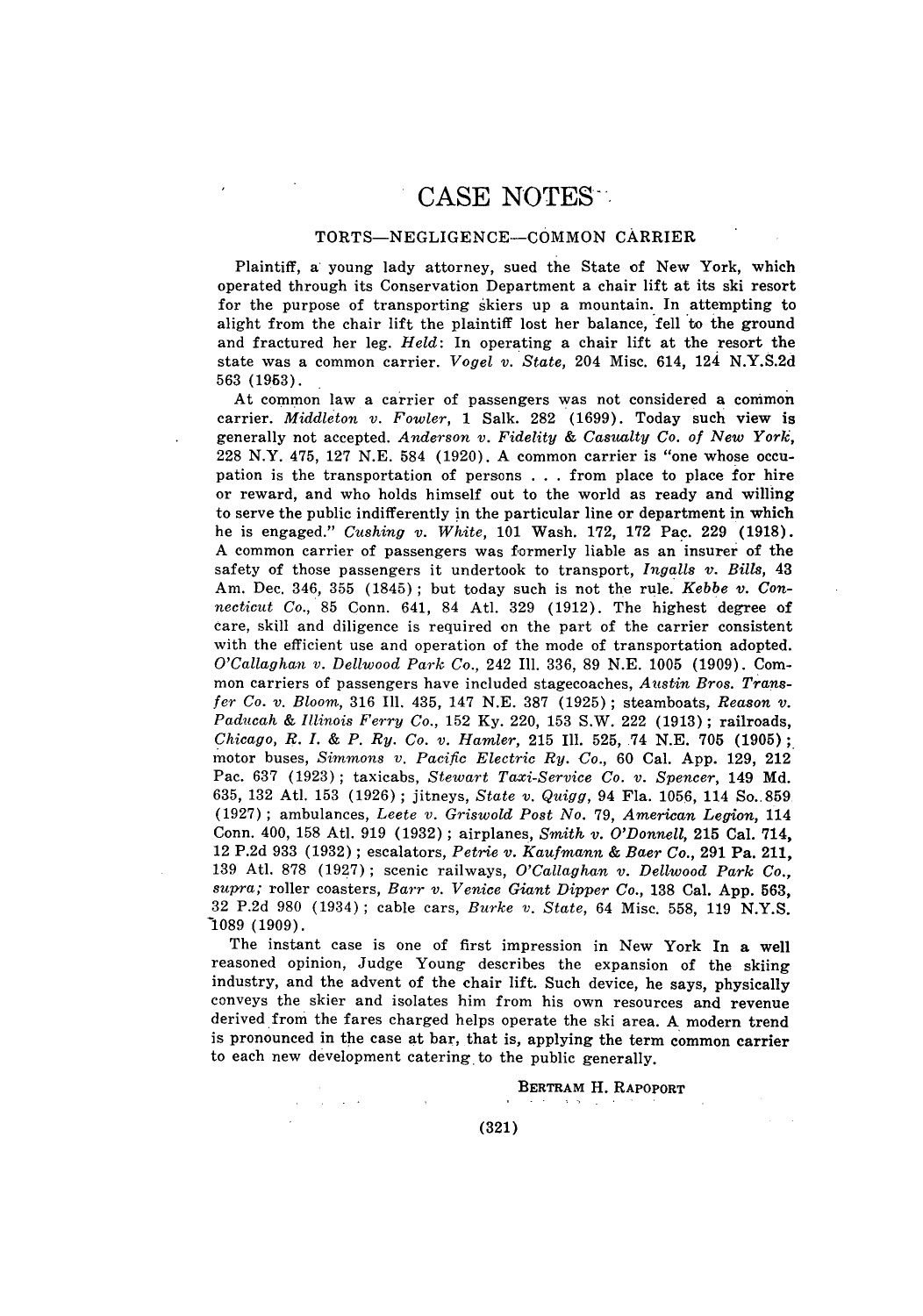# CASE NOTES

## TORTS—NEGLIGENCE—COMMON CARRIER

Plaintiff, a young lady attorney, sued the State of New York, which operated through its Conservation Department a chair lift at its ski resort for the purpose of transporting skiers up a mountain. In attempting to alight from the chair lift the plaintiff lost her balance, fell to the ground and fractured her leg. *Held*: In operating a chair lift at the resort the state was a common carrier. *Vogel v. State*, 204 Misc. 614, 124 N.Y.S.2d 563 (1953).

At common law a carrier of passengers was not considered a common carrier. *Middleton v. Fowler*, 1 Salk. 282 (1699). Today such view is generally not accepted. *Anderson v. Fidelity & Casualty Co. of New York*, 228 N.Y. 475, 127 N.E. 584 (1920). A common carrier is "one whose occupation is the transportation of persons . . . from place to place for hire or reward, and who holds himself out to the world as ready and willing to serve the public indifferently in the particular line or department in which he is engaged." *Cushing v. White*, 101 Wash. 172, 172 Pac. 229 (1918). A common carrier of passengers was formerly liable as an insurer of the safety of those passengers it undertook to transport, *Ingalls v. Bills*, 43 Am. Dec. 346, 355 (1845); but today such is not the rule. *Kebbe v. Connecticut Co.*, 85 Conn. 641, 84 Atl. 329 (1912). The highest degree of care, skill and diligence is required on the part of the carrier consistent with the efficient use and operation of the mode of transportation adopted. *O'Callaghan v. Dellwood Park Co.*, 242 Ill. 336, 89 N.E. 1005 (1909). Common carriers of passengers have included stagecoaches, *Austin Bros. Transfer Co. v. Bloom*, 316 Ill. 435, 147 N.E. 387 (1925); steamboats, *Reason v. Paducah & Illinois Ferry Co.*, 152 Ky. 220, 153 S.W. 222 (1913); railroads, *Chicago, R. I. & P. Ry. Co. v. Hamler*, 215 Ill. 525, 74 N.E. 705 (1905); motor buses, *Simmons v. Pacific Electric Ry. Co.*, 60 Cal. App. 129, 212 Pac. 637 (1923); taxicabs, *Stewart Taxi-Service Co. v. Spencer*, 149 Md. 635, 132 Atl. 153 (1926); jitneys, *State v. Quigg*, 94 Fla. 1056, 114 So. 859 (1927); ambulances, *Leete v. Griswold Post No. 79, American Legion*, 114 Conn. 400, 158 Atl. 919 (1932); airplanes, *Smith v. O'Donnell*, 215 Cal. 714, 12 P.2d 933 (1932); escalators, *Petrie v. Kaufmann & Baer Co.*, 291 Pa. 211, 139 Atl. 878 (1927); scenic railways, *O'Callaghan v. Dellwood Park Co.*, *supra;* roller coasters, *Barr v. Venice Giant Dipper Co.*, 138 Cal. App. 563, 32 P.2d 980 (1934); cable cars, *Burke v. State*, 64 Misc. 558, 119 N.Y.S. 1089 (1909).

The instant case is one of first impression in New York In a well reasoned opinion, Judge Young describes the expansion of the skiing industry, and the advent of the chair lift. Such device, he says, physically conveys the skier and isolates him from his own resources and revenue derived from the fares charged helps operate the ski area. A modern trend is pronounced in the case at bar, that is, applying the term common carrier to each new development catering to the public generally.

BERTRAM H. RAPOPORT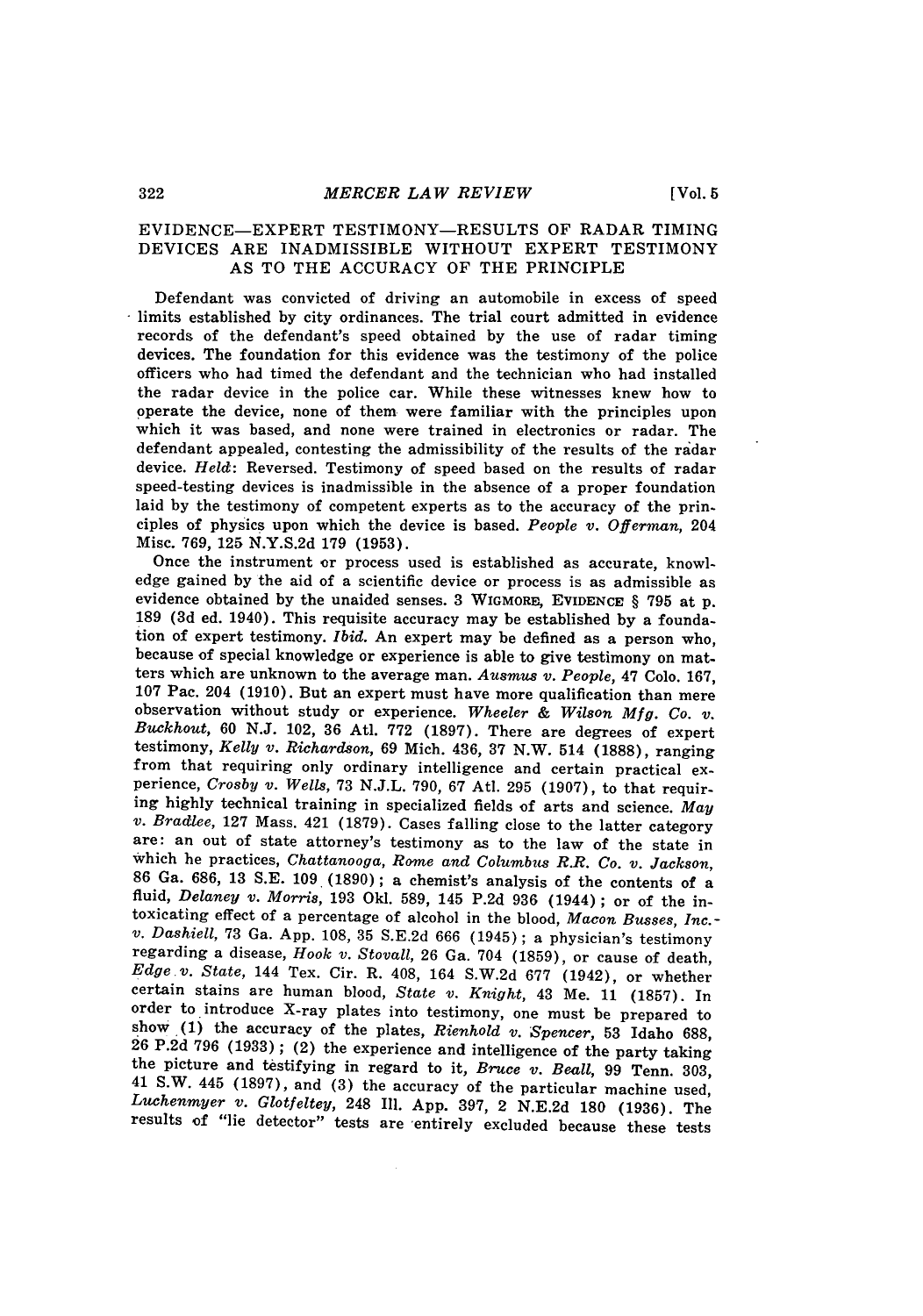## EVIDENCE—EXPERT TESTIMONY—RESULTS OF RADAR TIMING DEVICES ARE INADMISSIBLE WITHOUT EXPERT TESTIMONY AS TO THE ACCURACY OF THE PRINCIPLE

Defendant was convicted of driving an automobile in excess of speed limits established by city ordinances. The trial court admitted in evidence records of the defendant's speed obtained by the use of radar timing devices. The foundation for this evidence was the testimony of the police officers who had timed the defendant and the technician who had installed the radar device in the police car. While these witnesses knew how to operate the device, none of them were familiar with the principles upon which it was based, and none were trained in electronics or radar. The defendant appealed, contesting the admissibility of the results of the radar device. *Held*: Reversed. Testimony of speed based on the results of radar speed-testing devices is inadmissible in the absence of a proper foundation laid by the testimony of competent experts as to the accuracy of the principles of physics upon which the device is based. *People v. Offerman*, 204 Misc. 769, 125 N.Y.S.2d 179 (1953).

Once the instrument or process used is established as accurate, knowledge gained by the aid of a scientific device or process is as admissible as evidence obtained by the unaided senses. 3 WIGMORE, EVIDENCE § 795 at p. 189 (3d ed. 1940). This requisite accuracy may be established by a foundation of expert testimony. *Ibid.* An expert may be defined as a person who, because of special knowledge or experience is able to give testimony on matters which are unknown to the average man. *Ausmus v. People*, 47 Colo. 167, 107 Pac. 204 (1910). But an expert must have more qualification than mere observation without study or experience. *Wheeler & Wilson Mfg. Co. v. Buckhout*, 60 N.J. 102, 36 Atl. 772 (1897). There are degrees of expert testimony, *Kelly v. Richardson*, 69 Mich. 436, 37 N.W. 514 (1888), ranging from that requiring only ordinary intelligence and certain practical experience, *Crosby v. Wells*, 73 N.J.L. 790, 67 Atl. 295 (1907), to that requiring highly technical training in specialized fields of arts and science. *May v. Bradlee*, 127 Mass. 421 (1879). Cases falling close to the latter category are: an out of state attorney's testimony as to the law of the state in which he practices, *Chattanooga, Rome and Columbus R.R. Co. v. Jackson*, 86 Ga. 686, 13 S.E. 109 (1890); a chemist's analysis of the contents of a fluid, *Delaney v. Morris*, 193 Okl. 589, 145 P.2d 936 (1944); or of the intoxicating effect of a percentage of alcohol in the blood, *Macon Busses, Inc. v. Dashiell*, 73 Ga. App. 108, 35 S.E.2d 666 (1945); a physician's testimony regarding a disease, *Hook v. Stovall*, 26 Ga. 704 (1859), or cause of death, *Edge v. State*, 144 Tex. Cir. R. 408, 164 S.W.2d 677 (1942), or whether certain stains are human blood, *State v. Knight*, 43 Me. 11 (1857). In order to introduce X-ray plates into testimony, one must be prepared to show (1) the accuracy of the plates, *Rienhold v. Spencer*, 53 Idaho 688, 26 P.2d 796 (1933); (2) the experience and intelligence of the party taking the picture and testifying in regard to it, *Bruce v. Beall*, 99 Tenn. 303, 41 S.W. 445 (1897), and (3) the accuracy of the particular machine used, *Luchenmyer v. Glotfeltey*, 248 Ill. App. 397, 2 N.E.2d 180 (1936). The results of "lie detector" tests are entirely excluded because these tests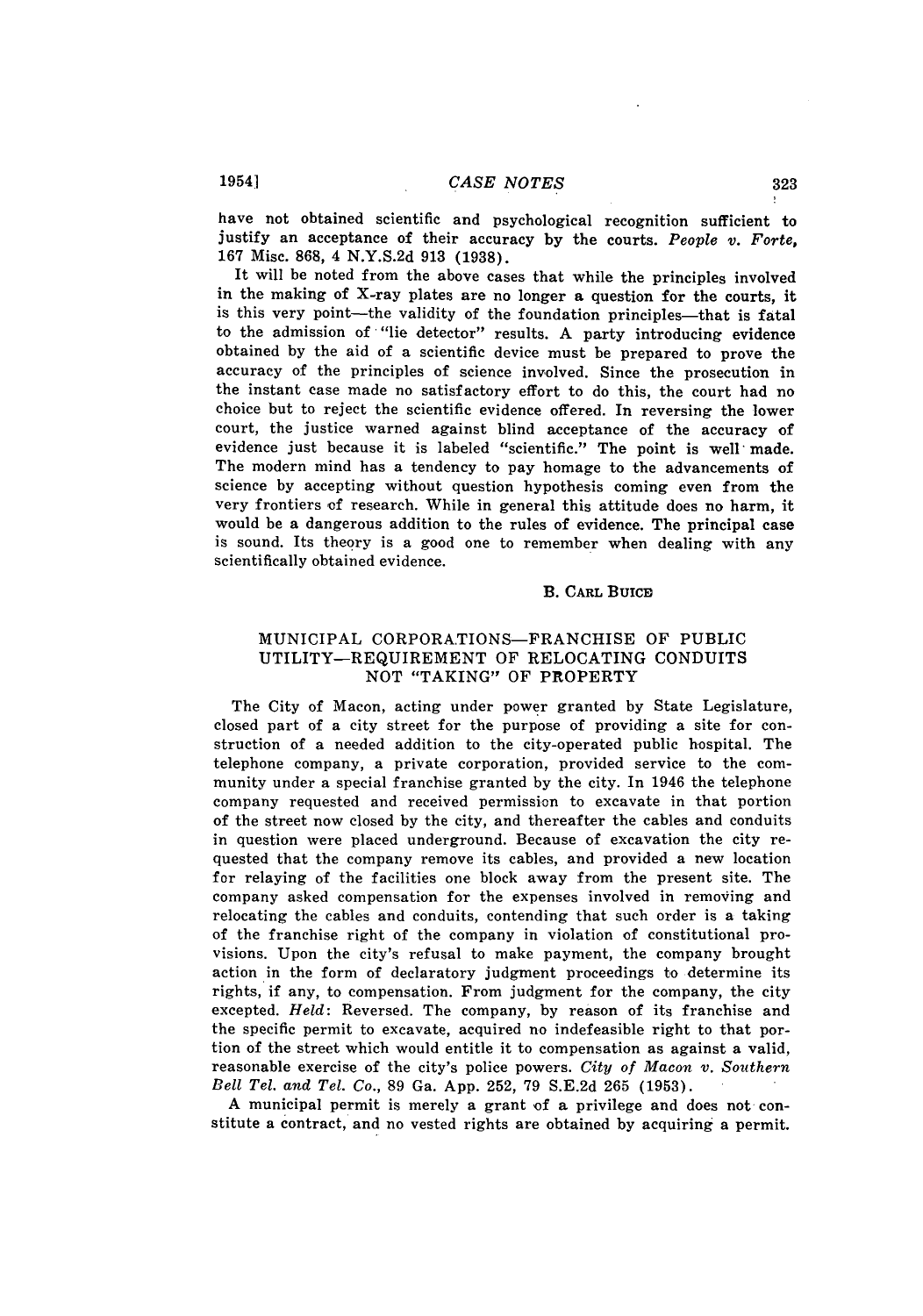have not obtained scientific and psychological recognition sufficient to justify an acceptance of their accuracy by the courts. *People v. Forte*, 167 Misc. 868, 4 N.Y.S.2d 913 (1938).

It will be noted from the above cases that while the principles involved in the making of X-ray plates are no longer a question for the courts, it is this very point—the validity of the foundation principles—that is fatal to the admission of "lie detector" results. A party introducing evidence obtained by the aid of a scientific device must be prepared to prove the accuracy of the principles of science involved. Since the prosecution in the instant case made no satisfactory effort to do this, the court had no choice but to reject the scientific evidence offered. In reversing the lower court, the justice warned against blind acceptance of the accuracy of evidence just because it is labeled "scientific." The point is well made. The modern mind has a tendency to pay homage to the advancements of science by accepting without question hypothesis coming even from the very frontiers of research. While in general this attitude does no harm, it would be a dangerous addition to the rules of evidence. The principal case is sound. Its theory is a good one to remember when dealing with any scientifically obtained evidence.

B. CARL BUICE

## MUNICIPAL CORPORATIONS—FRANCHISE OF PUBLIC UTILITY—REQUIREMENT OF RELOCATING CONDUITS NOT "TAKING" OF PROPERTY

The City of Macon, acting under power granted by State Legislature, closed part of a city street for the purpose of providing a site for construction of a needed addition to the city-operated public hospital. The telephone company, a private corporation, provided service to the community under a special franchise granted by the city. In 1946 the telephone company requested and received permission to excavate in that portion of the street now closed by the city, and thereafter the cables and conduits in question were placed underground. Because of excavation the city requested that the company remove its cables, and provided a new location for relaying of the facilities one block away from the present site. The company asked compensation for the expenses involved in removing and relocating the cables and conduits, contending that such order is a taking of the franchise right of the company in violation of constitutional provisions. Upon the city's refusal to make payment, the company brought action in the form of declaratory judgment proceedings to determine its rights, if any, to compensation. From judgment for the company, the city excepted. *Held*: Reversed. The company, by reason of its franchise and the specific permit to excavate, acquired no indefeasible right to that portion of the street which would entitle it to compensation as against a valid, reasonable exercise of the city's police powers. *City of Macon v. Southern Bell Tel. and Tel. Co.*, 89 Ga. App. 252, 79 S.E.2d 265 (1953).

A municipal permit is merely a grant of a privilege and does not constitute a contract, and no vested rights are obtained by acquiring a permit.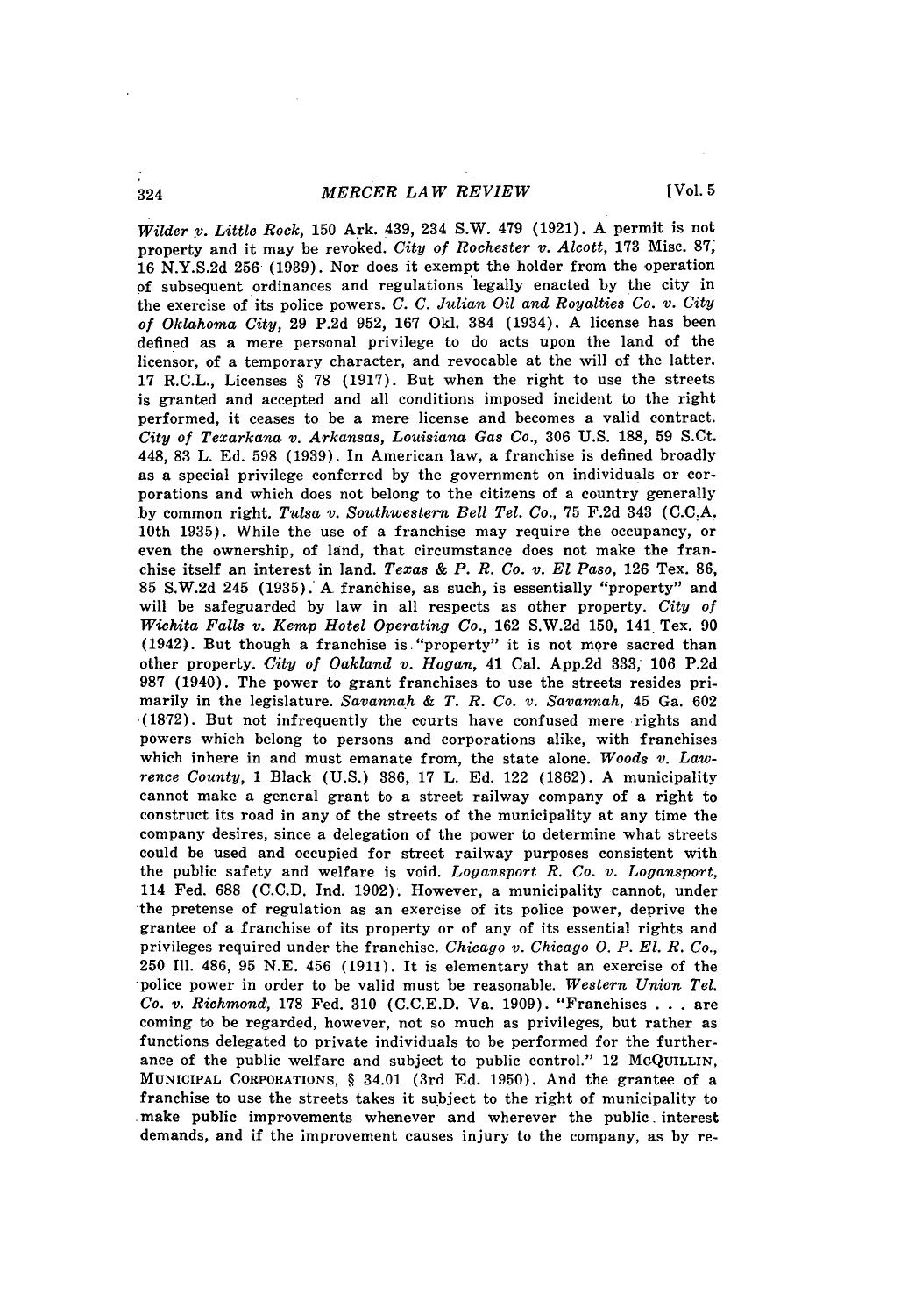*Wilder v. Little Rock*, 150 Ark. 439, 234 S.W. 479 (1921). A permit is not property and it may be revoked. *City of Rochester v. Alcott*, 173 Misc. 87, 16 N.Y.S.2d 256 (1939). Nor does it exempt the holder from the operation of subsequent ordinances and regulations legally enacted by the city in the exercise of its police powers. *C. C. Julian Oil and Royalties Co. v. City of Oklahoma City*, 29 P.2d 952, 167 Okl. 384 (1934). A license has been defined as a mere personal privilege to do acts upon the land of the licensor, of a temporary character, and revocable at the will of the latter. 17 R.C.L., Licenses § 78 (1917). But when the right to use the streets is granted and accepted and all conditions imposed incident to the right performed, it ceases to be a mere license and becomes a valid contract. *City of Texarkana v. Arkansas, Louisiana Gas Co.*, 306 U.S. 188, 59 S.Ct. 448, 83 L. Ed. 598 (1939). In American law, a franchise is defined broadly as a special privilege conferred by the government on individuals or corporations and which does not belong to the citizens of a country generally by common right. *Tulsa v. Southwestern Bell Tel. Co.*, 75 F.2d 343 (C.C.A. 10th 1935). While the use of a franchise may require the occupancy, or even the ownership, of land, that circumstance does not make the franchise itself an interest in land. *Texas & P. R. Co. v. El Paso*, 126 Tex. 86, 85 S.W.2d 245 (1935). A franchise, as such, is essentially "property" and will be safeguarded by law in all respects as other property. *City of Wichita Falls v. Kemp Hotel Operating Co.*, 162 S.W.2d 150, 141 Tex. 90 (1942). But though a franchise is "property" it is not more sacred than other property. *City of Oakland v. Hogan*, 41 Cal. App.2d 333, 106 P.2d 987 (1940). The power to grant franchises to use the streets resides primarily in the legislature. *Savannah & T. R. Co. v. Savannah*, 45 Ga. 602 (1872). But not infrequently the courts have confused mere rights and powers which belong to persons and corporations alike, with franchises which inhere in and must emanate from, the state alone. *Woods v. Lawrence County*, 1 Black (U.S.) 386, 17 L. Ed. 122 (1862). A municipality cannot make a general grant to a street railway company of a right to construct its road in any of the streets of the municipality at any time the company desires, since a delegation of the power to determine what streets could be used and occupied for street railway purposes consistent with the public safety and welfare is void. *Logansport R. Co. v. Logansport*, 114 Fed. 688 (C.C.D. Ind. 1902). However, a municipality cannot, under the pretense of regulation as an exercise of its police power, deprive the grantee of a franchise of its property or of any of its essential rights and privileges required under the franchise. *Chicago v. Chicago O. P. El. R. Co.*, 250 Ill. 486, 95 N.E. 456 (1911). It is elementary that an exercise of the police power in order to be valid must be reasonable. *Western Union Tel. Co. v. Richmond*, 178 Fed. 310 (C.C.E.D. Va. 1909). "Franchises . . . are coming to be regarded, however, not so much as privileges, but rather as functions delegated to private individuals to be performed for the furtherance of the public welfare and subject to public control." 12 McQUILLIN, MUNICIPAL CORPORATIONS, § 34.01 (3rd Ed. 1950). And the grantee of a franchise to use the streets takes it subject to the right of municipality to make public improvements whenever and wherever the public interest demands, and if the improvement causes injury to the company, as by re-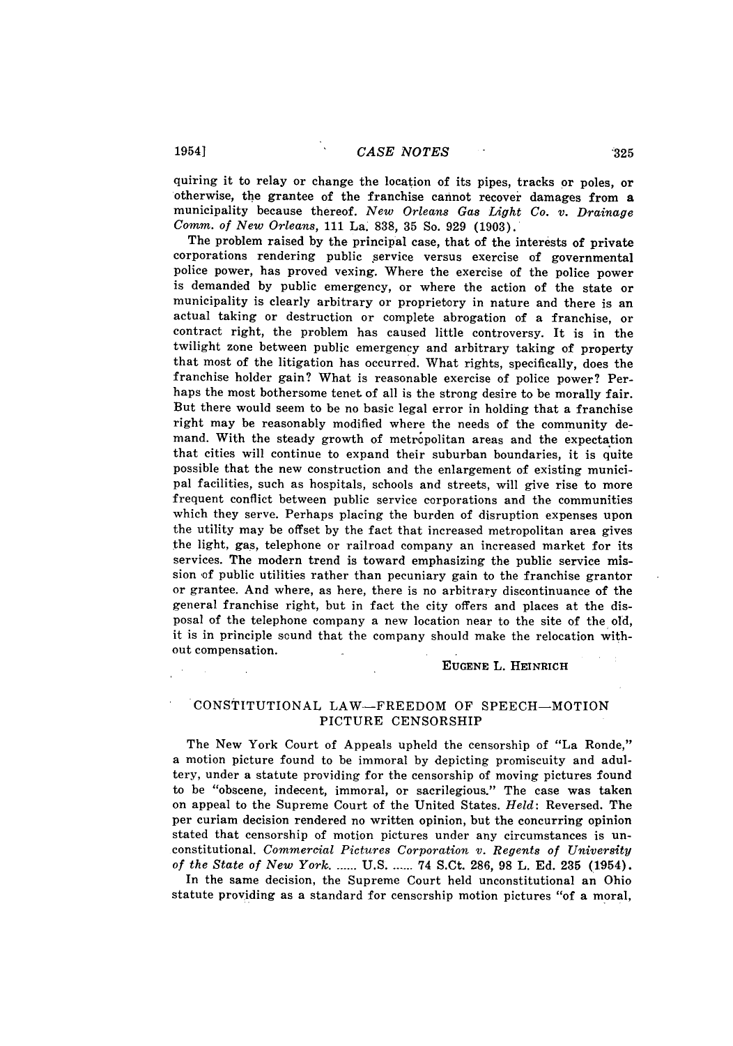quiring it to relay or change the location of its pipes, tracks or poles, or otherwise, the grantee of the franchise cannot recover damages from a municipality because thereof. *New Orleans Gas Light Co. v. Drainage Comm. of New Orleans*, 111 La. 838, 35 So. 929 (1903).

The problem raised by the principal case, that of the interests of private corporations rendering public service versus exercise of governmental police power, has proved vexing. Where the exercise of the police power is demanded by public emergency, or where the action of the state or municipality is clearly arbitrary or proprietory in nature and there is an actual taking or destruction or complete abrogation of a franchise, or contract right, the problem has caused little controversy. It is in the twilight zone between public emergency and arbitrary taking of property that most of the litigation has occurred. What rights, specifically, does the franchise holder gain? What is reasonable exercise of police power? Perhaps the most bothersome tenet of all is the strong desire to be morally fair. But there would seem to be no basic legal error in holding that a franchise right may be reasonably modified where the needs of the community demand. With the steady growth of metropolitan areas and the expectation that cities will continue to expand their suburban boundaries, it is quite possible that the new construction and the enlargement of existing municipal facilities, such as hospitals, schools and streets, will give rise to more frequent conflict between public service corporations and the communities which they serve. Perhaps placing the burden of disruption expenses upon the utility may be offset by the fact that increased metropolitan area gives the light, gas, telephone or railroad company an increased market for its services. The modern trend is toward emphasizing the public service mission of public utilities rather than pecuniary gain to the franchise grantor or grantee. And where, as here, there is no arbitrary discontinuance of the general franchise right, but in fact the city offers and places at the disposal of the telephone company a new location near to the site of the old, it is in principle sound that the company should make the relocation without compensation.

EUGENE L. HEINRICH

## CONSTITUTIONAL LAW—FREEDOM OF SPEECH—MOTION PICTURE CENSORSHIP

The New York Court of Appeals upheld the censorship of "La Ronde," a motion picture found to be immoral by depicting promiscuity and adultery, under a statute providing for the censorship of moving pictures found to be "obscene, indecent, immoral, or sacrilegious." The case was taken on appeal to the Supreme Court of the United States. *Held*: Reversed. The per curiam decision rendered no written opinion, but the concurring opinion stated that censorship of motion pictures under any circumstances is unconstitutional. *Commercial Pictures Corporation v. Regents of University of the State of New York*. ...... U.S. ...... 74 S.Ct. 286, 98 L. Ed. 235 (1954).

In the same decision, the Supreme Court held unconstitutional an Ohio statute providing as a standard for censorship motion pictures "of a moral,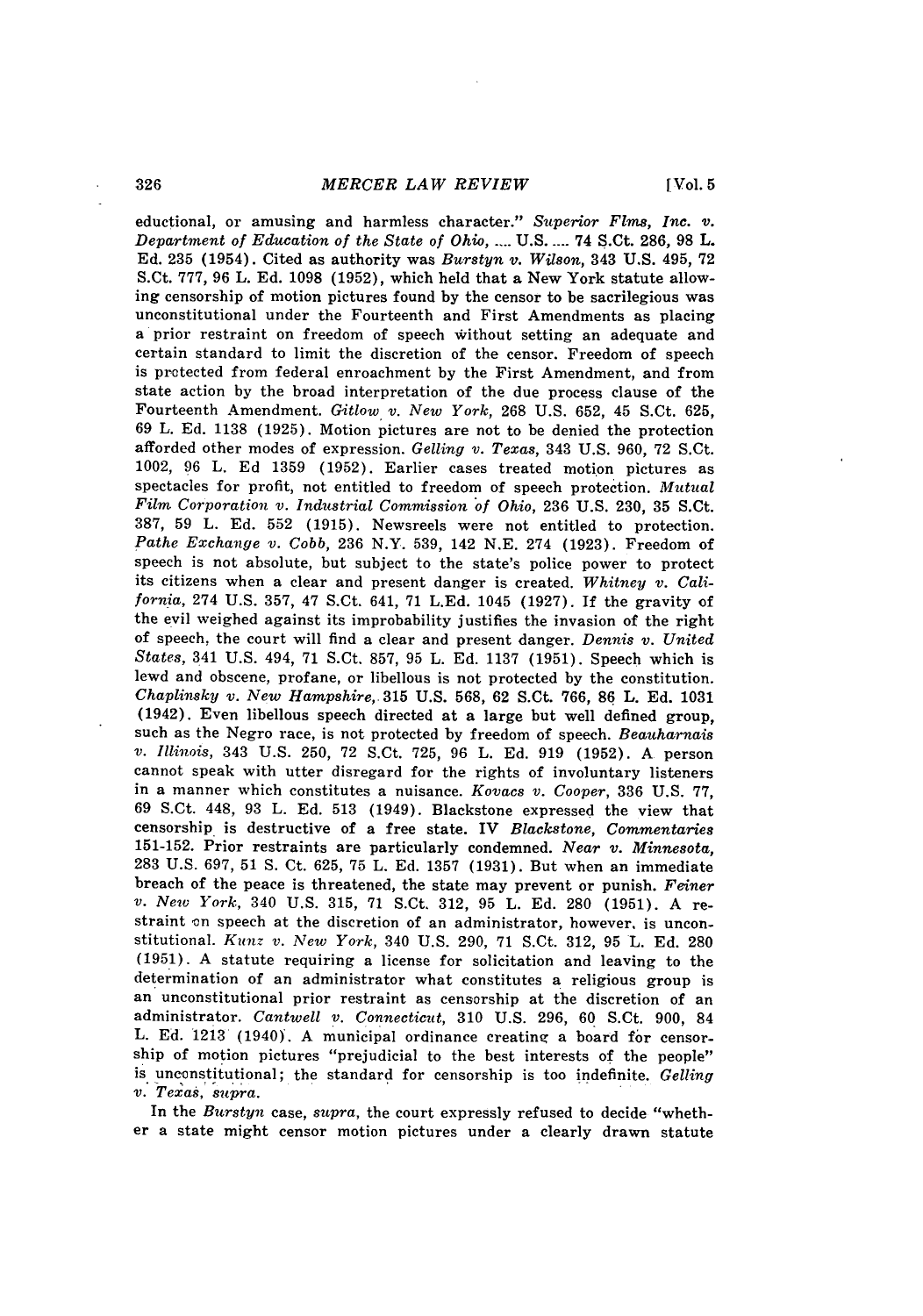eductional, or amusing and harmless character." *Superior Flms, Inc. v. Department of Education of the State of Ohio*, .... U.S. .... 74 S.Ct. 286, 98 L. Ed. 235 (1954). Cited as authority was *Burstyn v. Wilson*, 343 U.S. 495, 72 S.Ct. 777, 96 L. Ed. 1098 (1952), which held that a New York statute allowing censorship of motion pictures found by the censor to be sacrilegious was unconstitutional under the Fourteenth and First Amendments as placing a prior restraint on freedom of speech without setting an adequate and certain standard to limit the discretion of the censor. Freedom of speech is protected from federal enroachment by the First Amendment, and from state action by the broad interpretation of the due process clause of the Fourteenth Amendment. *Gitlow v. New York*, 268 U.S. 652, 45 S.Ct. 625, 69 L. Ed. 1138 (1925). Motion pictures are not to be denied the protection afforded other modes of expression. *Gelling v. Texas*, 343 U.S. 960, 72 S.Ct. 1002, 96 L. Ed 1359 (1952). Earlier cases treated motion pictures as spectacles for profit, not entitled to freedom of speech protection. *Mutual Film Corporation v. Industrial Commission of Ohio*, 236 U.S. 230, 35 S.Ct. 387, 59 L. Ed. 552 (1915). Newsreels were not entitled to protection. *Pathe Exchange v. Cobb*, 236 N.Y. 539, 142 N.E. 274 (1923). Freedom of speech is not absolute, but subject to the state's police power to protect its citizens when a clear and present danger is created. *Whitney v. California*, 274 U.S. 357, 47 S.Ct. 641, 71 L.Ed. 1045 (1927). If the gravity of the evil weighed against its improbability justifies the invasion of the right of speech, the court will find a clear and present danger. *Dennis v. United States*, 341 U.S. 494, 71 S.Ct. 857, 95 L. Ed. 1137 (1951). Speech which is lewd and obscene, profane, or libellous is not protected by the constitution. *Chaplinsky v. New Hampshire*, 315 U.S. 568, 62 S.Ct. 766, 86 L. Ed. 1031 (1942). Even libellous speech directed at a large but well defined group, such as the Negro race, is not protected by freedom of speech. *Beauharnais v. Illinois*, 343 U.S. 250, 72 S.Ct. 725, 96 L. Ed. 919 (1952). A person cannot speak with utter disregard for the rights of involuntary listeners in a manner which constitutes a nuisance. *Kovacs v. Cooper*, 336 U.S. 77, 69 S.Ct. 448, 93 L. Ed. 513 (1949). Blackstone expressed the view that censorship is destructive of a free state. IV *Blackstone, Commentaries* 151-152. Prior restraints are particularly condemned. *Near v. Minnesota*, 283 U.S. 697, 51 S. Ct. 625, 75 L. Ed. 1357 (1931). But when an immediate breach of the peace is threatened, the state may prevent or punish. *Feiner v. New York*, 340 U.S. 315, 71 S.Ct. 312, 95 L. Ed. 280 (1951). A restraint on speech at the discretion of an administrator, however, is unconstitutional. *Kunz v. New York*, 340 U.S. 290, 71 S.Ct. 312, 95 L. Ed. 280 (1951). A statute requiring a license for solicitation and leaving to the determination of an administrator what constitutes a religious group is an unconstitutional prior restraint as censorship at the discretion of an administrator. *Cantwell v. Connecticut*, 310 U.S. 296, 60 S.Ct. 900, 84 L. Ed. 1213 (1940). A municipal ordinance creating a board for censorship of motion pictures "prejudicial to the best interests of the people" is unconstitutional; the standard for censorship is too indefinite. *Gelling v. Texas*, *supra*.

In the *Burstyn* case, *supra*, the court expressly refused to decide "whether a state might censor motion pictures under a clearly drawn statute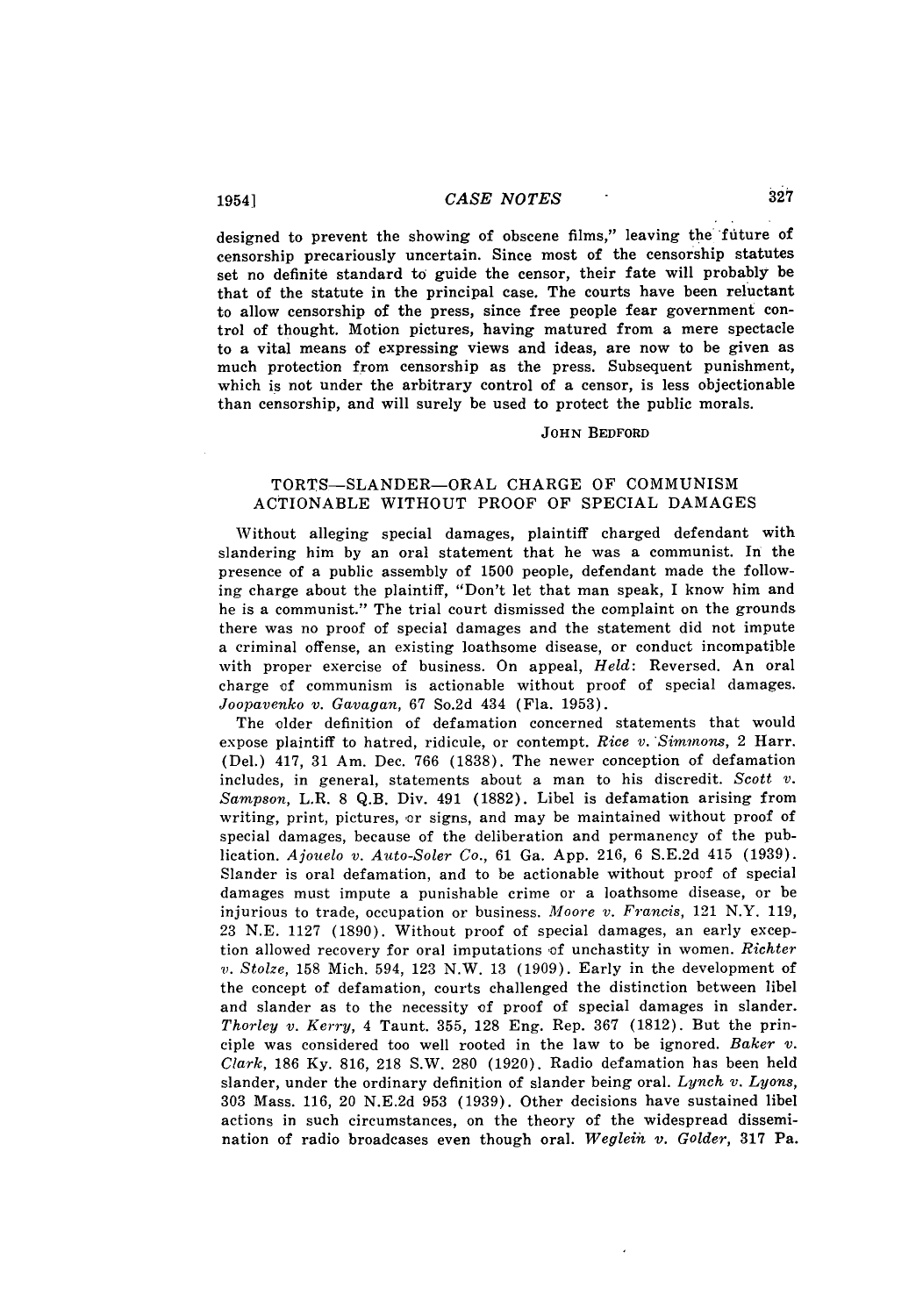designed to prevent the showing of obscene films," leaving the future of censorship precariously uncertain. Since most of the censorship statutes set no definite standard to guide the censor, their fate will probably be that of the statute in the principal case. The courts have been reluctant to allow censorship of the press, since free people fear government control of thought. Motion pictures, having matured from a mere spectacle to a vital means of expressing views and ideas, are now to be given as much protection from censorship as the press. Subsequent punishment, which is not under the arbitrary control of a censor, is less objectionable than censorship, and will surely be used to protect the public morals.

JOHN BEDFORD

## TORTS—SLANDER—ORAL CHARGE OF COMMUNISM ACTIONABLE WITHOUT PROOF OF SPECIAL DAMAGES

Without alleging special damages, plaintiff charged defendant with slandering him by an oral statement that he was a communist. In the presence of a public assembly of 1500 people, defendant made the following charge about the plaintiff, "Don't let that man speak, I know him and he is a communist." The trial court dismissed the complaint on the grounds there was no proof of special damages and the statement did not impute a criminal offense, an existing loathsome disease, or conduct incompatible with proper exercise of business. On appeal, *Held*: Reversed. An oral charge of communism is actionable without proof of special damages. *Joopavenko v. Gavagan*, 67 So.2d 434 (Fla. 1953).

The older definition of defamation concerned statements that would expose plaintiff to hatred, ridicule, or contempt. *Rice v. Simmons*, 2 Harr. (Del.) 417, 31 Am. Dec. 766 (1838). The newer conception of defamation includes, in general, statements about a man to his discredit. *Scott v. Sampson*, L.R. 8 Q.B. Div. 491 (1882). Libel is defamation arising from writing, print, pictures, or signs, and may be maintained without proof of special damages, because of the deliberation and permanency of the publication. *Ajouelo v. Auto-Soler Co.*, 61 Ga. App. 216, 6 S.E.2d 415 (1939). Slander is oral defamation, and to be actionable without proof of special damages must impute a punishable crime or a loathsome disease, or be injurious to trade, occupation or business. *Moore v. Francis*, 121 N.Y. 119, 23 N.E. 1127 (1890). Without proof of special damages, an early exception allowed recovery for oral imputations of unchastity in women. *Richter v. Stolze*, 158 Mich. 594, 123 N.W. 13 (1909). Early in the development of the concept of defamation, courts challenged the distinction between libel and slander as to the necessity of proof of special damages in slander. *Thorley v. Kerry*, 4 Taunt. 355, 128 Eng. Rep. 367 (1812). But the principle was considered too well rooted in the law to be ignored. *Baker v. Clark*, 186 Ky. 816, 218 S.W. 280 (1920). Radio defamation has been held slander, under the ordinary definition of slander being oral. *Lynch v. Lyons*, 303 Mass. 116, 20 N.E.2d 953 (1939). Other decisions have sustained libel actions in such circumstances, on the theory of the widespread dissemination of radio broadcases even though oral. *Weglein v. Golder*, 317 Pa.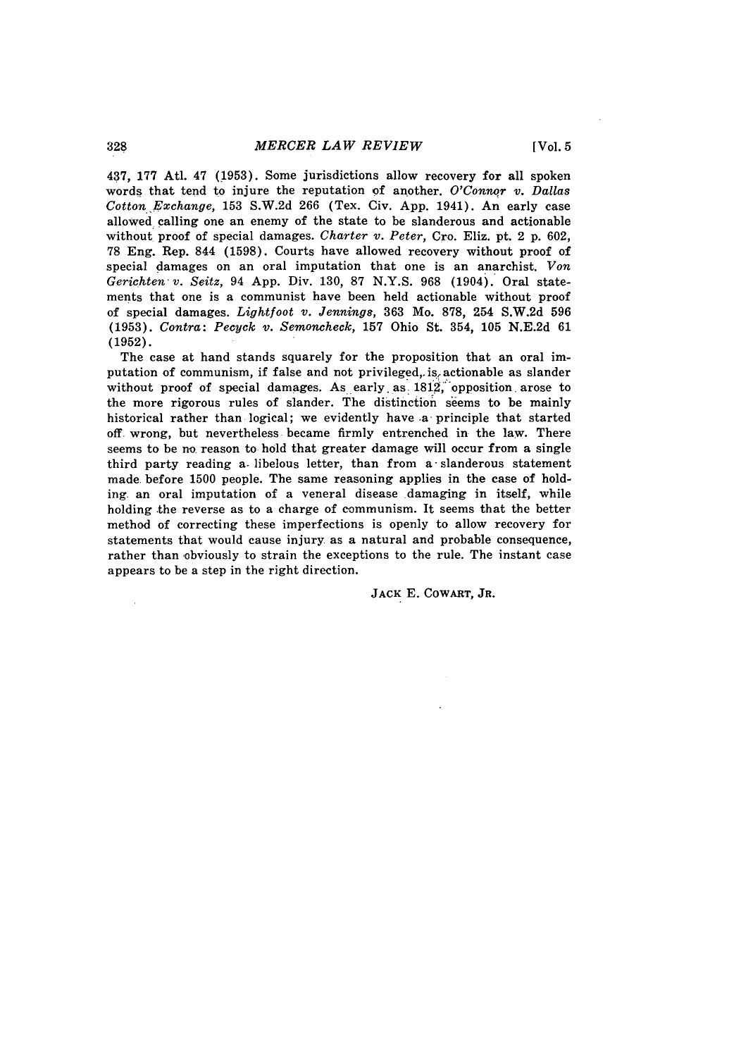437, 177 Atl. 47 (1953). Some jurisdictions allow recovery for all spoken words that tend to injure the reputation of another. *O'Connor v. Dallas Cotton Exchange*, 153 S.W.2d 266 (Tex. Civ. App. 1941). An early case allowed calling one an enemy of the state to be slanderous and actionable without proof of special damages. *Charter v. Peter*, Cro. Eliz. pt. 2 p. 602, 78 Eng. Rep. 844 (1598). Courts have allowed recovery without proof of special damages on an oral imputation that one is an anarchist. *Von Gerichten v. Seitz*, 94 App. Div. 130, 87 N.Y.S. 968 (1904). Oral statements that one is a communist have been held actionable without proof of special damages. *Lightfoot v. Jennings*, 363 Mo. 878, 254 S.W.2d 596 (1953). *Contra*: *Pecyck v. Semoncheck*, 157 Ohio St. 354, 105 N.E.2d 61 (1952).

The case at hand stands squarely for the proposition that an oral imputation of communism, if false and not privileged, is actionable as slander without proof of special damages. As early as 1812, opposition arose to the more rigorous rules of slander. The distinction seems to be mainly historical rather than logical; we evidently have a principle that started off wrong, but nevertheless became firmly entrenched in the law. There seems to be no reason to hold that greater damage will occur from a single third party reading a libelous letter, than from a slanderous statement made before 1500 people. The same reasoning applies in the case of holding an oral imputation of a veneral disease damaging in itself, while holding the reverse as to a charge of communism. It seems that the better method of correcting these imperfections is openly to allow recovery for statements that would cause injury as a natural and probable consequence, rather than obviously to strain the exceptions to the rule. The instant case appears to be a step in the right direction.

JACK E. COWART, JR.